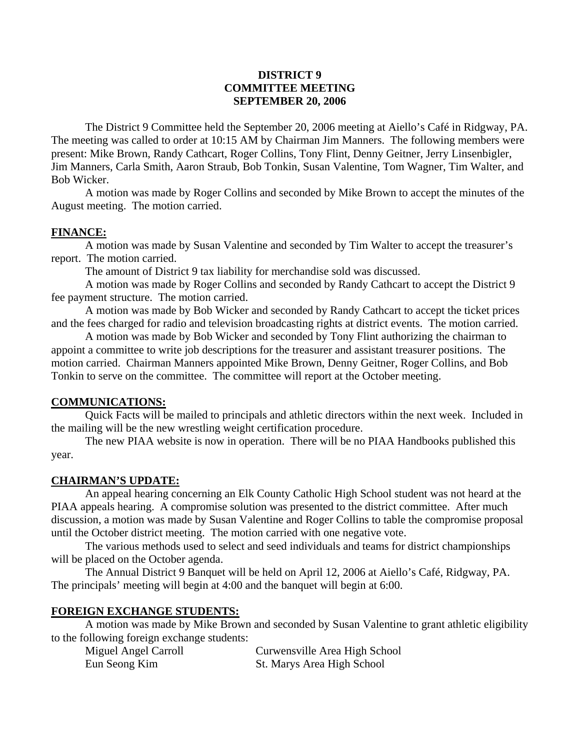# DISTRICT 9
# COMMITTEE MEETING
# SEPTEMBER 20, 2006

The District 9 Committee held the September 20, 2006 meeting at Aiello's Café in Ridgway, PA. The meeting was called to order at 10:15 AM by Chairman Jim Manners. The following members were present: Mike Brown, Randy Cathcart, Roger Collins, Tony Flint, Denny Geitner, Jerry Linsenbigler, Jim Manners, Carla Smith, Aaron Straub, Bob Tonkin, Susan Valentine, Tom Wagner, Tim Walter, and Bob Wicker.

A motion was made by Roger Collins and seconded by Mike Brown to accept the minutes of the August meeting. The motion carried.

## FINANCE:

A motion was made by Susan Valentine and seconded by Tim Walter to accept the treasurer's report. The motion carried.

The amount of District 9 tax liability for merchandise sold was discussed.

A motion was made by Roger Collins and seconded by Randy Cathcart to accept the District 9 fee payment structure. The motion carried.

A motion was made by Bob Wicker and seconded by Randy Cathcart to accept the ticket prices and the fees charged for radio and television broadcasting rights at district events. The motion carried.

A motion was made by Bob Wicker and seconded by Tony Flint authorizing the chairman to appoint a committee to write job descriptions for the treasurer and assistant treasurer positions. The motion carried. Chairman Manners appointed Mike Brown, Denny Geitner, Roger Collins, and Bob Tonkin to serve on the committee. The committee will report at the October meeting.

## COMMUNICATIONS:

Quick Facts will be mailed to principals and athletic directors within the next week. Included in the mailing will be the new wrestling weight certification procedure.

The new PIAA website is now in operation. There will be no PIAA Handbooks published this year.

## CHAIRMAN'S UPDATE:

An appeal hearing concerning an Elk County Catholic High School student was not heard at the PIAA appeals hearing. A compromise solution was presented to the district committee. After much discussion, a motion was made by Susan Valentine and Roger Collins to table the compromise proposal until the October district meeting. The motion carried with one negative vote.

The various methods used to select and seed individuals and teams for district championships will be placed on the October agenda.

The Annual District 9 Banquet will be held on April 12, 2006 at Aiello's Café, Ridgway, PA. The principals' meeting will begin at 4:00 and the banquet will begin at 6:00.

## FOREIGN EXCHANGE STUDENTS:

A motion was made by Mike Brown and seconded by Susan Valentine to grant athletic eligibility to the following foreign exchange students:

| | |
|---|---|
| Miguel Angel Carroll | Curwensville Area High School |
| Eun Seong Kim | St. Marys Area High School |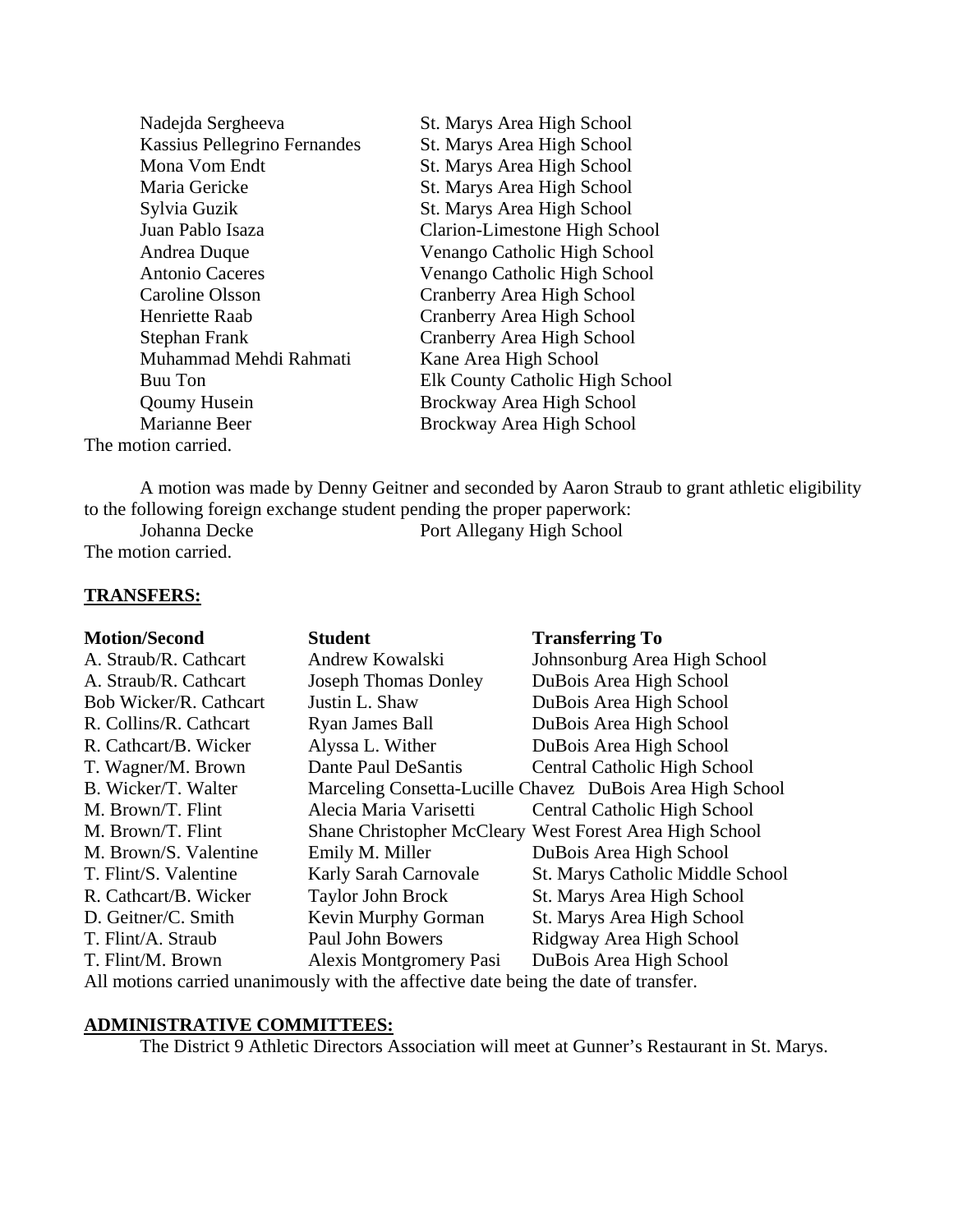| | |
|---|---|
| Nadejda Sergheeva | St. Marys Area High School |
| Kassius Pellegrino Fernandes | St. Marys Area High School |
| Mona Vom Endt | St. Marys Area High School |
| Maria Gericke | St. Marys Area High School |
| Sylvia Guzik | St. Marys Area High School |
| Juan Pablo Isaza | Clarion-Limestone High School |
| Andrea Duque | Venango Catholic High School |
| Antonio Caceres | Venango Catholic High School |
| Caroline Olsson | Cranberry Area High School |
| Henriette Raab | Cranberry Area High School |
| Stephan Frank | Cranberry Area High School |
| Muhammad Mehdi Rahmati | Kane Area High School |
| Buu Ton | Elk County Catholic High School |
| Qoumy Husein | Brockway Area High School |
| Marianne Beer | Brockway Area High School |

The motion carried.

A motion was made by Denny Geitner and seconded by Aaron Straub to grant athletic eligibility to the following foreign exchange student pending the proper paperwork:

Johanna Decke — Port Allegany High School

The motion carried.

**TRANSFERS:**

| Motion/Second | Student | Transferring To |
|---|---|---|
| A. Straub/R. Cathcart | Andrew Kowalski | Johnsonburg Area High School |
| A. Straub/R. Cathcart | Joseph Thomas Donley | DuBois Area High School |
| Bob Wicker/R. Cathcart | Justin L. Shaw | DuBois Area High School |
| R. Collins/R. Cathcart | Ryan James Ball | DuBois Area High School |
| R. Cathcart/B. Wicker | Alyssa L. Wither | DuBois Area High School |
| T. Wagner/M. Brown | Dante Paul DeSantis | Central Catholic High School |
| B. Wicker/T. Walter | Marceling Consetta-Lucille Chavez | DuBois Area High School |
| M. Brown/T. Flint | Alecia Maria Varisetti | Central Catholic High School |
| M. Brown/T. Flint | Shane Christopher McCleary | West Forest Area High School |
| M. Brown/S. Valentine | Emily M. Miller | DuBois Area High School |
| T. Flint/S. Valentine | Karly Sarah Carnovale | St. Marys Catholic Middle School |
| R. Cathcart/B. Wicker | Taylor John Brock | St. Marys Area High School |
| D. Geitner/C. Smith | Kevin Murphy Gorman | St. Marys Area High School |
| T. Flint/A. Straub | Paul John Bowers | Ridgway Area High School |
| T. Flint/M. Brown | Alexis Montgromery Pasi | DuBois Area High School |

All motions carried unanimously with the affective date being the date of transfer.

**ADMINISTRATIVE COMMITTEES:**

The District 9 Athletic Directors Association will meet at Gunner's Restaurant in St. Marys.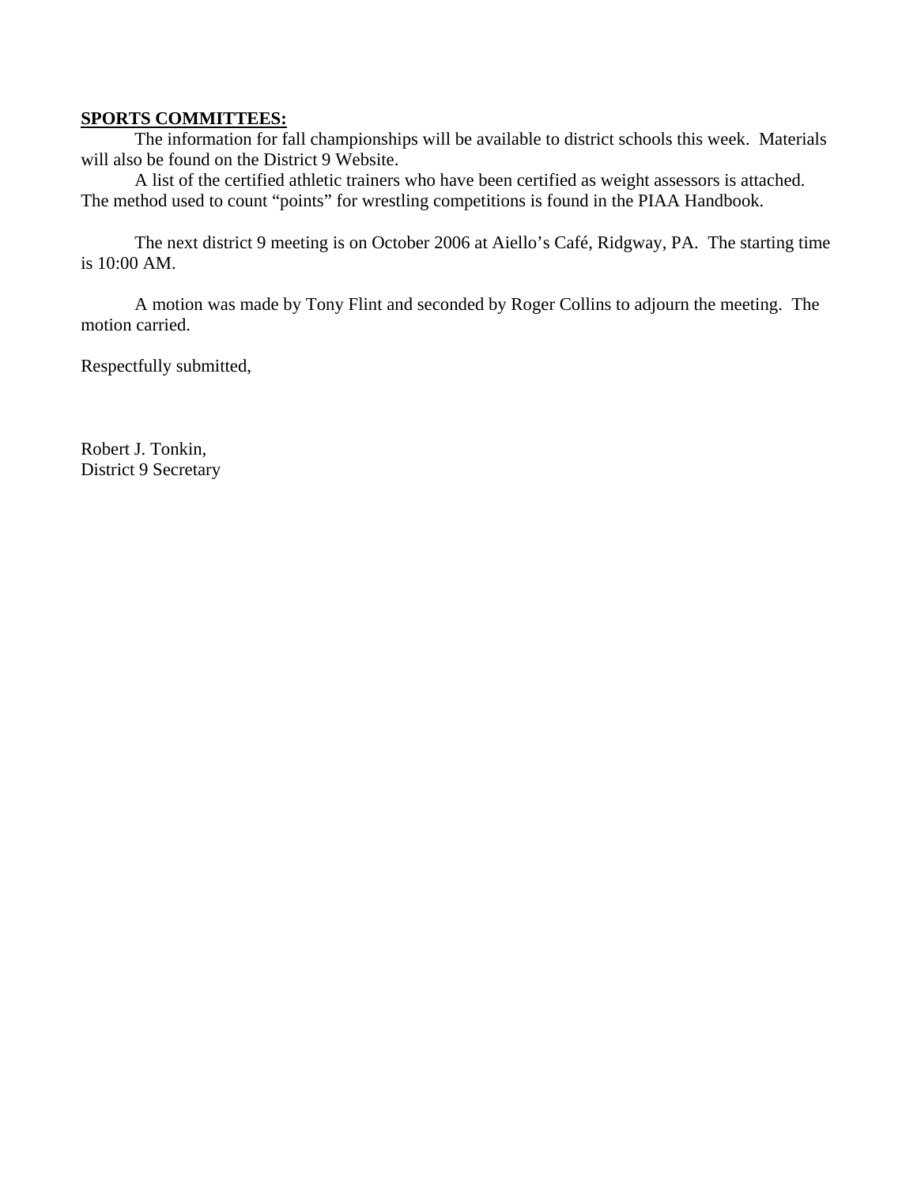**SPORTS COMMITTEES:**

The information for fall championships will be available to district schools this week. Materials will also be found on the District 9 Website.

A list of the certified athletic trainers who have been certified as weight assessors is attached. The method used to count "points" for wrestling competitions is found in the PIAA Handbook.

The next district 9 meeting is on October 2006 at Aiello's Café, Ridgway, PA. The starting time is 10:00 AM.

A motion was made by Tony Flint and seconded by Roger Collins to adjourn the meeting. The motion carried.

Respectfully submitted,

Robert J. Tonkin,
District 9 Secretary